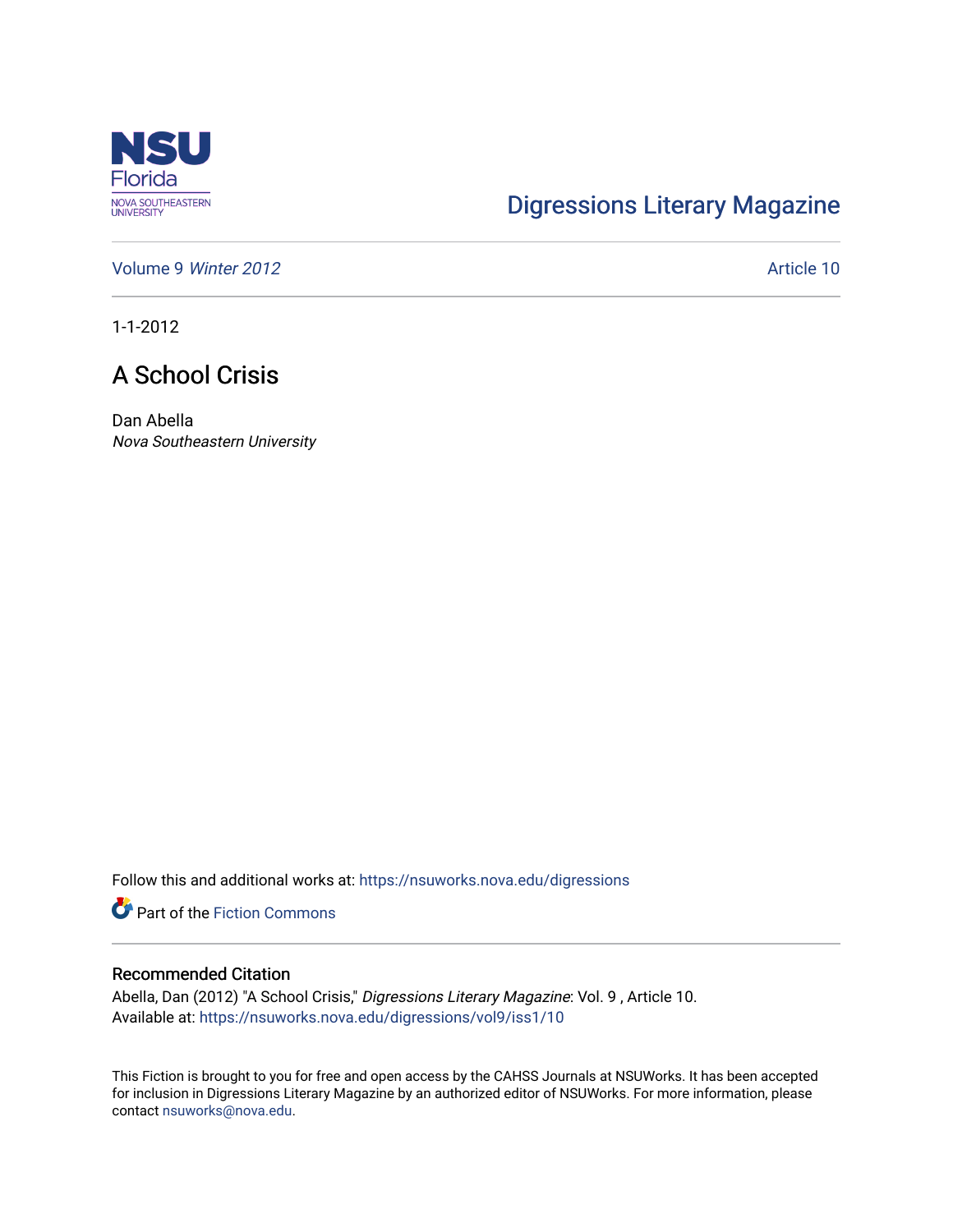# Digressions Literary Magazine

Volume 9 *Winter 2012*

Article 10

1-1-2012

## A School Crisis

Dan Abella
*Nova Southeastern University*

Follow this and additional works at: https://nsuworks.nova.edu/digressions

Part of the Fiction Commons

### Recommended Citation

Abella, Dan (2012) "A School Crisis," *Digressions Literary Magazine*: Vol. 9 , Article 10.
Available at: https://nsuworks.nova.edu/digressions/vol9/iss1/10

This Fiction is brought to you for free and open access by the CAHSS Journals at NSUWorks. It has been accepted for inclusion in Digressions Literary Magazine by an authorized editor of NSUWorks. For more information, please contact nsuworks@nova.edu.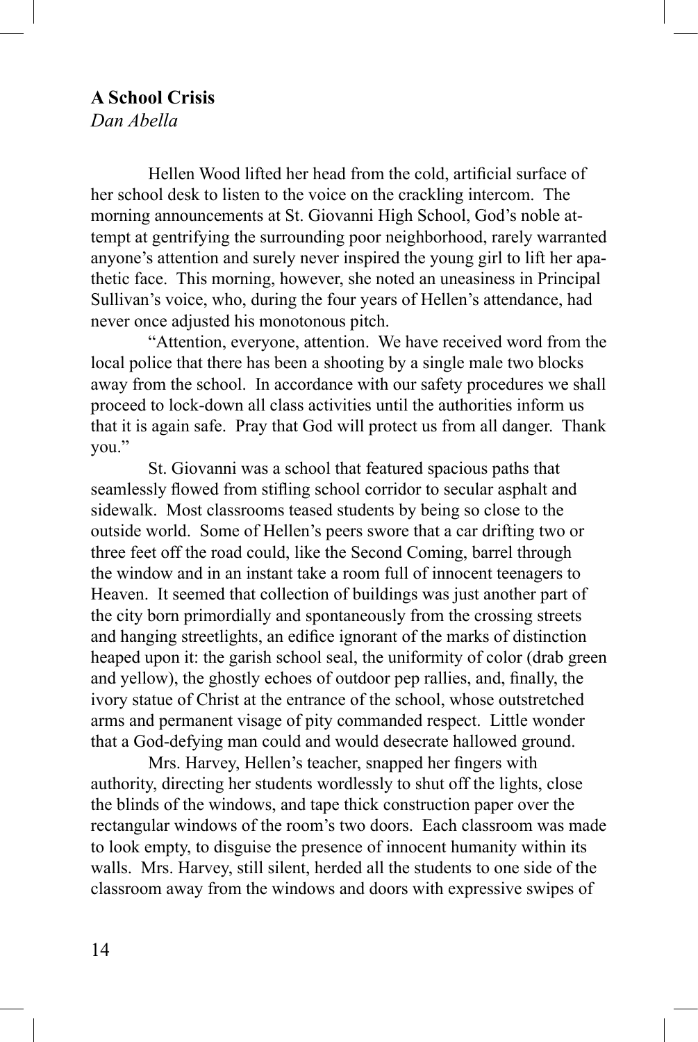**A School Crisis**
*Dan Abella*

Hellen Wood lifted her head from the cold, artificial surface of her school desk to listen to the voice on the crackling intercom. The morning announcements at St. Giovanni High School, God's noble attempt at gentrifying the surrounding poor neighborhood, rarely warranted anyone's attention and surely never inspired the young girl to lift her apathetic face. This morning, however, she noted an uneasiness in Principal Sullivan's voice, who, during the four years of Hellen's attendance, had never once adjusted his monotonous pitch.

"Attention, everyone, attention. We have received word from the local police that there has been a shooting by a single male two blocks away from the school. In accordance with our safety procedures we shall proceed to lock-down all class activities until the authorities inform us that it is again safe. Pray that God will protect us from all danger. Thank you."

St. Giovanni was a school that featured spacious paths that seamlessly flowed from stifling school corridor to secular asphalt and sidewalk. Most classrooms teased students by being so close to the outside world. Some of Hellen's peers swore that a car drifting two or three feet off the road could, like the Second Coming, barrel through the window and in an instant take a room full of innocent teenagers to Heaven. It seemed that collection of buildings was just another part of the city born primordially and spontaneously from the crossing streets and hanging streetlights, an edifice ignorant of the marks of distinction heaped upon it: the garish school seal, the uniformity of color (drab green and yellow), the ghostly echoes of outdoor pep rallies, and, finally, the ivory statue of Christ at the entrance of the school, whose outstretched arms and permanent visage of pity commanded respect. Little wonder that a God-defying man could and would desecrate hallowed ground.

Mrs. Harvey, Hellen's teacher, snapped her fingers with authority, directing her students wordlessly to shut off the lights, close the blinds of the windows, and tape thick construction paper over the rectangular windows of the room's two doors. Each classroom was made to look empty, to disguise the presence of innocent humanity within its walls. Mrs. Harvey, still silent, herded all the students to one side of the classroom away from the windows and doors with expressive swipes of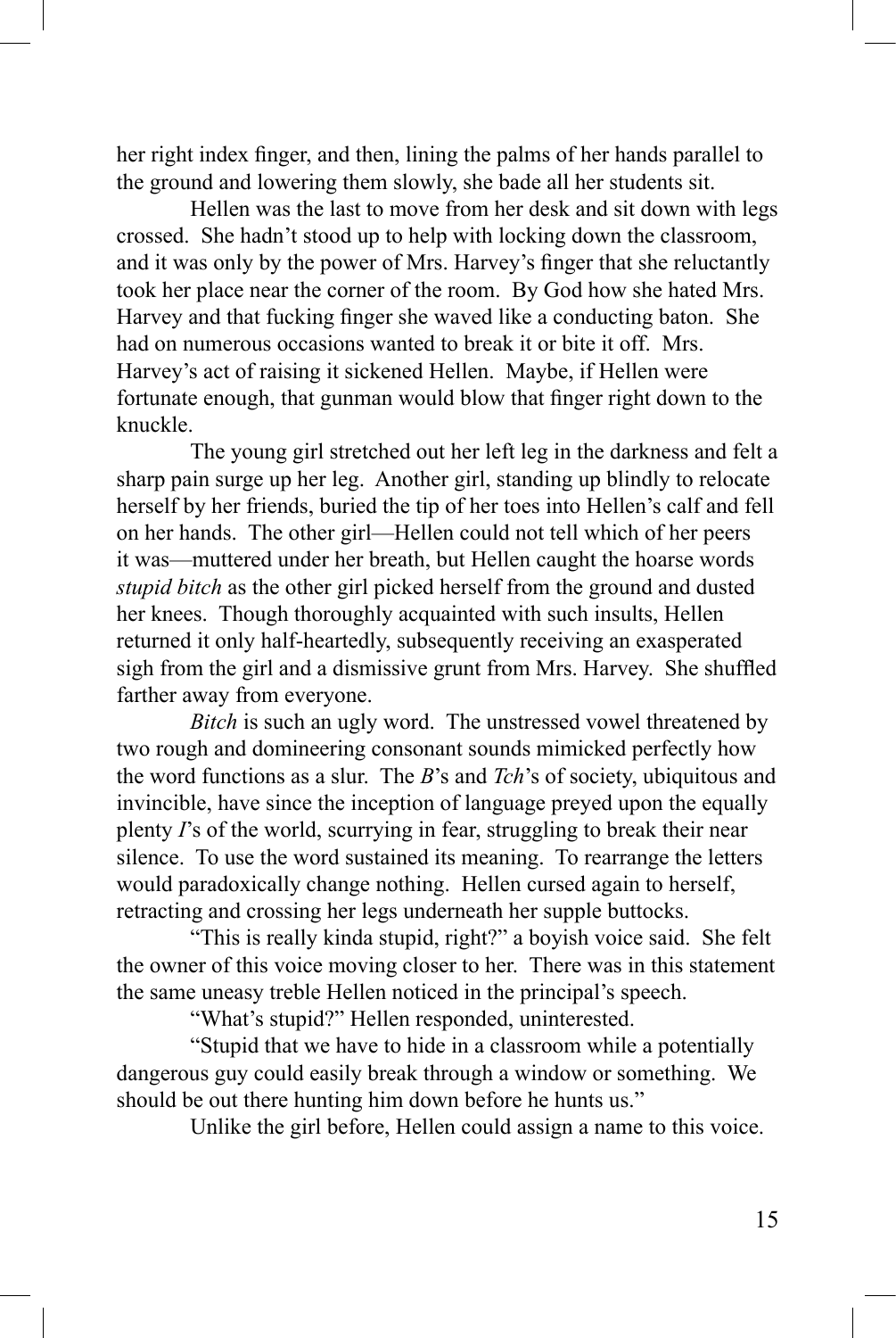her right index finger, and then, lining the palms of her hands parallel to the ground and lowering them slowly, she bade all her students sit.

Hellen was the last to move from her desk and sit down with legs crossed. She hadn't stood up to help with locking down the classroom, and it was only by the power of Mrs. Harvey's finger that she reluctantly took her place near the corner of the room. By God how she hated Mrs. Harvey and that fucking finger she waved like a conducting baton. She had on numerous occasions wanted to break it or bite it off. Mrs. Harvey's act of raising it sickened Hellen. Maybe, if Hellen were fortunate enough, that gunman would blow that finger right down to the knuckle.

The young girl stretched out her left leg in the darkness and felt a sharp pain surge up her leg. Another girl, standing up blindly to relocate herself by her friends, buried the tip of her toes into Hellen's calf and fell on her hands. The other girl—Hellen could not tell which of her peers it was—muttered under her breath, but Hellen caught the hoarse words *stupid bitch* as the other girl picked herself from the ground and dusted her knees. Though thoroughly acquainted with such insults, Hellen returned it only half-heartedly, subsequently receiving an exasperated sigh from the girl and a dismissive grunt from Mrs. Harvey. She shuffled farther away from everyone.

*Bitch* is such an ugly word. The unstressed vowel threatened by two rough and domineering consonant sounds mimicked perfectly how the word functions as a slur. The *B*'s and *Tch*'s of society, ubiquitous and invincible, have since the inception of language preyed upon the equally plenty *I*'s of the world, scurrying in fear, struggling to break their near silence. To use the word sustained its meaning. To rearrange the letters would paradoxically change nothing. Hellen cursed again to herself, retracting and crossing her legs underneath her supple buttocks.

"This is really kinda stupid, right?" a boyish voice said. She felt the owner of this voice moving closer to her. There was in this statement the same uneasy treble Hellen noticed in the principal's speech.

"What's stupid?" Hellen responded, uninterested.

"Stupid that we have to hide in a classroom while a potentially dangerous guy could easily break through a window or something. We should be out there hunting him down before he hunts us."

Unlike the girl before, Hellen could assign a name to this voice.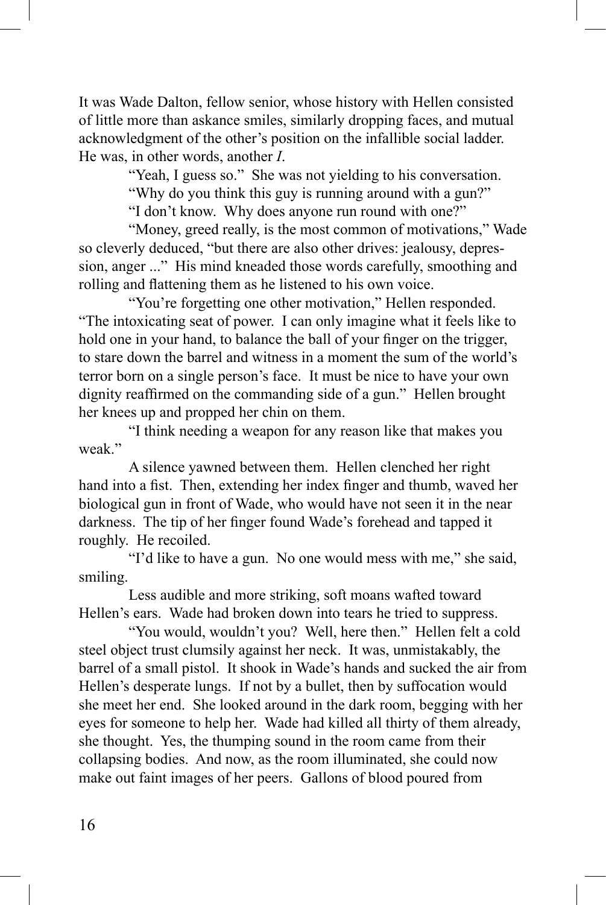It was Wade Dalton, fellow senior, whose history with Hellen consisted of little more than askance smiles, similarly dropping faces, and mutual acknowledgment of the other's position on the infallible social ladder. He was, in other words, another *I*.

"Yeah, I guess so." She was not yielding to his conversation.

"Why do you think this guy is running around with a gun?"

"I don't know. Why does anyone run round with one?"

"Money, greed really, is the most common of motivations," Wade so cleverly deduced, "but there are also other drives: jealousy, depression, anger ..." His mind kneaded those words carefully, smoothing and rolling and flattening them as he listened to his own voice.

"You're forgetting one other motivation," Hellen responded. "The intoxicating seat of power. I can only imagine what it feels like to hold one in your hand, to balance the ball of your finger on the trigger, to stare down the barrel and witness in a moment the sum of the world's terror born on a single person's face. It must be nice to have your own dignity reaffirmed on the commanding side of a gun." Hellen brought her knees up and propped her chin on them.

"I think needing a weapon for any reason like that makes you weak."

A silence yawned between them. Hellen clenched her right hand into a fist. Then, extending her index finger and thumb, waved her biological gun in front of Wade, who would have not seen it in the near darkness. The tip of her finger found Wade's forehead and tapped it roughly. He recoiled.

"I'd like to have a gun. No one would mess with me," she said, smiling.

Less audible and more striking, soft moans wafted toward Hellen's ears. Wade had broken down into tears he tried to suppress.

"You would, wouldn't you? Well, here then." Hellen felt a cold steel object trust clumsily against her neck. It was, unmistakably, the barrel of a small pistol. It shook in Wade's hands and sucked the air from Hellen's desperate lungs. If not by a bullet, then by suffocation would she meet her end. She looked around in the dark room, begging with her eyes for someone to help her. Wade had killed all thirty of them already, she thought. Yes, the thumping sound in the room came from their collapsing bodies. And now, as the room illuminated, she could now make out faint images of her peers. Gallons of blood poured from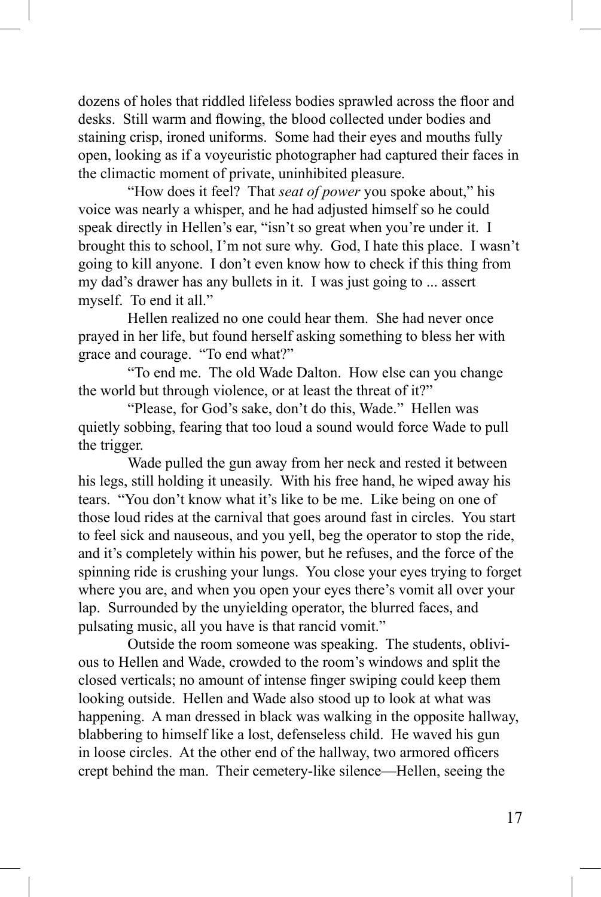dozens of holes that riddled lifeless bodies sprawled across the floor and desks. Still warm and flowing, the blood collected under bodies and staining crisp, ironed uniforms. Some had their eyes and mouths fully open, looking as if a voyeuristic photographer had captured their faces in the climactic moment of private, uninhibited pleasure.

"How does it feel? That *seat of power* you spoke about," his voice was nearly a whisper, and he had adjusted himself so he could speak directly in Hellen's ear, "isn't so great when you're under it. I brought this to school, I'm not sure why. God, I hate this place. I wasn't going to kill anyone. I don't even know how to check if this thing from my dad's drawer has any bullets in it. I was just going to ... assert myself. To end it all."

Hellen realized no one could hear them. She had never once prayed in her life, but found herself asking something to bless her with grace and courage. "To end what?"

"To end me. The old Wade Dalton. How else can you change the world but through violence, or at least the threat of it?"

"Please, for God's sake, don't do this, Wade." Hellen was quietly sobbing, fearing that too loud a sound would force Wade to pull the trigger.

Wade pulled the gun away from her neck and rested it between his legs, still holding it uneasily. With his free hand, he wiped away his tears. "You don't know what it's like to be me. Like being on one of those loud rides at the carnival that goes around fast in circles. You start to feel sick and nauseous, and you yell, beg the operator to stop the ride, and it's completely within his power, but he refuses, and the force of the spinning ride is crushing your lungs. You close your eyes trying to forget where you are, and when you open your eyes there's vomit all over your lap. Surrounded by the unyielding operator, the blurred faces, and pulsating music, all you have is that rancid vomit."

Outside the room someone was speaking. The students, oblivious to Hellen and Wade, crowded to the room's windows and split the closed verticals; no amount of intense finger swiping could keep them looking outside. Hellen and Wade also stood up to look at what was happening. A man dressed in black was walking in the opposite hallway, blabbering to himself like a lost, defenseless child. He waved his gun in loose circles. At the other end of the hallway, two armored officers crept behind the man. Their cemetery-like silence—Hellen, seeing the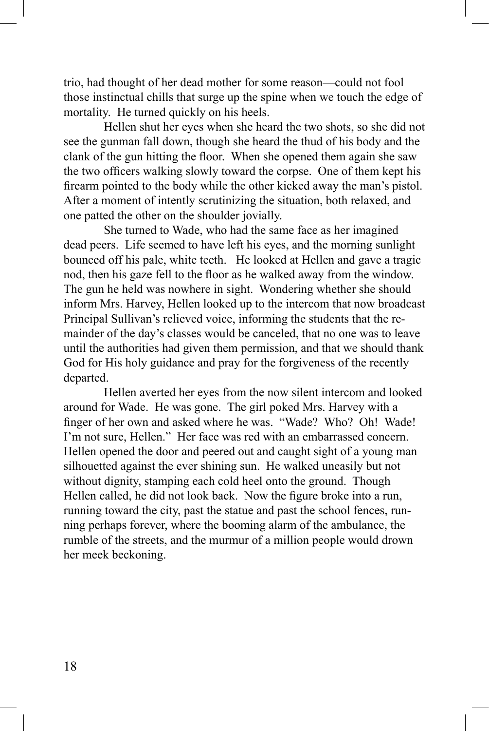trio, had thought of her dead mother for some reason—could not fool those instinctual chills that surge up the spine when we touch the edge of mortality. He turned quickly on his heels.

Hellen shut her eyes when she heard the two shots, so she did not see the gunman fall down, though she heard the thud of his body and the clank of the gun hitting the floor. When she opened them again she saw the two officers walking slowly toward the corpse. One of them kept his firearm pointed to the body while the other kicked away the man's pistol. After a moment of intently scrutinizing the situation, both relaxed, and one patted the other on the shoulder jovially.

She turned to Wade, who had the same face as her imagined dead peers. Life seemed to have left his eyes, and the morning sunlight bounced off his pale, white teeth. He looked at Hellen and gave a tragic nod, then his gaze fell to the floor as he walked away from the window. The gun he held was nowhere in sight. Wondering whether she should inform Mrs. Harvey, Hellen looked up to the intercom that now broadcast Principal Sullivan's relieved voice, informing the students that the remainder of the day's classes would be canceled, that no one was to leave until the authorities had given them permission, and that we should thank God for His holy guidance and pray for the forgiveness of the recently departed.

Hellen averted her eyes from the now silent intercom and looked around for Wade. He was gone. The girl poked Mrs. Harvey with a finger of her own and asked where he was. "Wade? Who? Oh! Wade! I'm not sure, Hellen." Her face was red with an embarrassed concern. Hellen opened the door and peered out and caught sight of a young man silhouetted against the ever shining sun. He walked uneasily but not without dignity, stamping each cold heel onto the ground. Though Hellen called, he did not look back. Now the figure broke into a run, running toward the city, past the statue and past the school fences, running perhaps forever, where the booming alarm of the ambulance, the rumble of the streets, and the murmur of a million people would drown her meek beckoning.